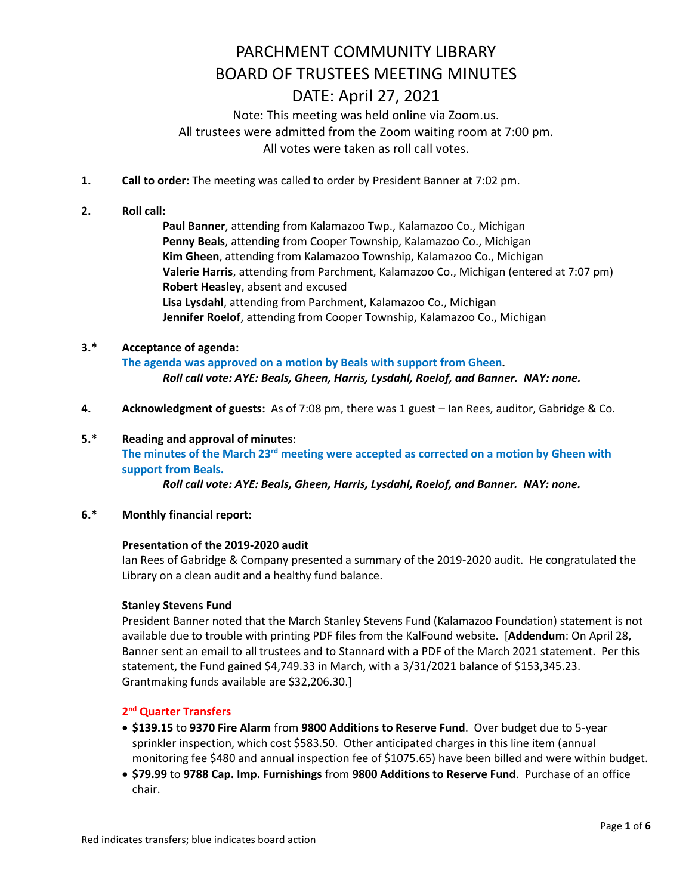# PARCHMENT COMMUNITY LIBRARY
# BOARD OF TRUSTEES MEETING MINUTES
# DATE: April 27, 2021

Note: This meeting was held online via Zoom.us.
All trustees were admitted from the Zoom waiting room at 7:00 pm.
All votes were taken as roll call votes.

**1. Call to order:** The meeting was called to order by President Banner at 7:02 pm.

**2. Roll call:**

**Paul Banner**, attending from Kalamazoo Twp., Kalamazoo Co., Michigan
**Penny Beals**, attending from Cooper Township, Kalamazoo Co., Michigan
**Kim Gheen**, attending from Kalamazoo Township, Kalamazoo Co., Michigan
**Valerie Harris**, attending from Parchment, Kalamazoo Co., Michigan (entered at 7:07 pm)
**Robert Heasley**, absent and excused
**Lisa Lysdahl**, attending from Parchment, Kalamazoo Co., Michigan
**Jennifer Roelof**, attending from Cooper Township, Kalamazoo Co., Michigan

**3.* Acceptance of agenda:**

**The agenda was approved on a motion by Beals with support from Gheen.**

***Roll call vote: AYE: Beals, Gheen, Harris, Lysdahl, Roelof, and Banner. NAY: none.***

**4. Acknowledgment of guests:** As of 7:08 pm, there was 1 guest – Ian Rees, auditor, Gabridge & Co.

**5.* Reading and approval of minutes**:

**The minutes of the March 23rd meeting were accepted as corrected on a motion by Gheen with support from Beals.**

***Roll call vote: AYE: Beals, Gheen, Harris, Lysdahl, Roelof, and Banner. NAY: none.***

**6.* Monthly financial report:**

**Presentation of the 2019-2020 audit**

Ian Rees of Gabridge & Company presented a summary of the 2019-2020 audit. He congratulated the Library on a clean audit and a healthy fund balance.

**Stanley Stevens Fund**

President Banner noted that the March Stanley Stevens Fund (Kalamazoo Foundation) statement is not available due to trouble with printing PDF files from the KalFound website. [**Addendum**: On April 28, Banner sent an email to all trustees and to Stannard with a PDF of the March 2021 statement. Per this statement, the Fund gained $4,749.33 in March, with a 3/31/2021 balance of $153,345.23. Grantmaking funds available are $32,206.30.]

**2nd Quarter Transfers**

- **$139.15** to **9370 Fire Alarm** from **9800 Additions to Reserve Fund**. Over budget due to 5-year sprinkler inspection, which cost $583.50. Other anticipated charges in this line item (annual monitoring fee $480 and annual inspection fee of $1075.65) have been billed and were within budget.
- **$79.99** to **9788 Cap. Imp. Furnishings** from **9800 Additions to Reserve Fund**. Purchase of an office chair.

Red indicates transfers; blue indicates board action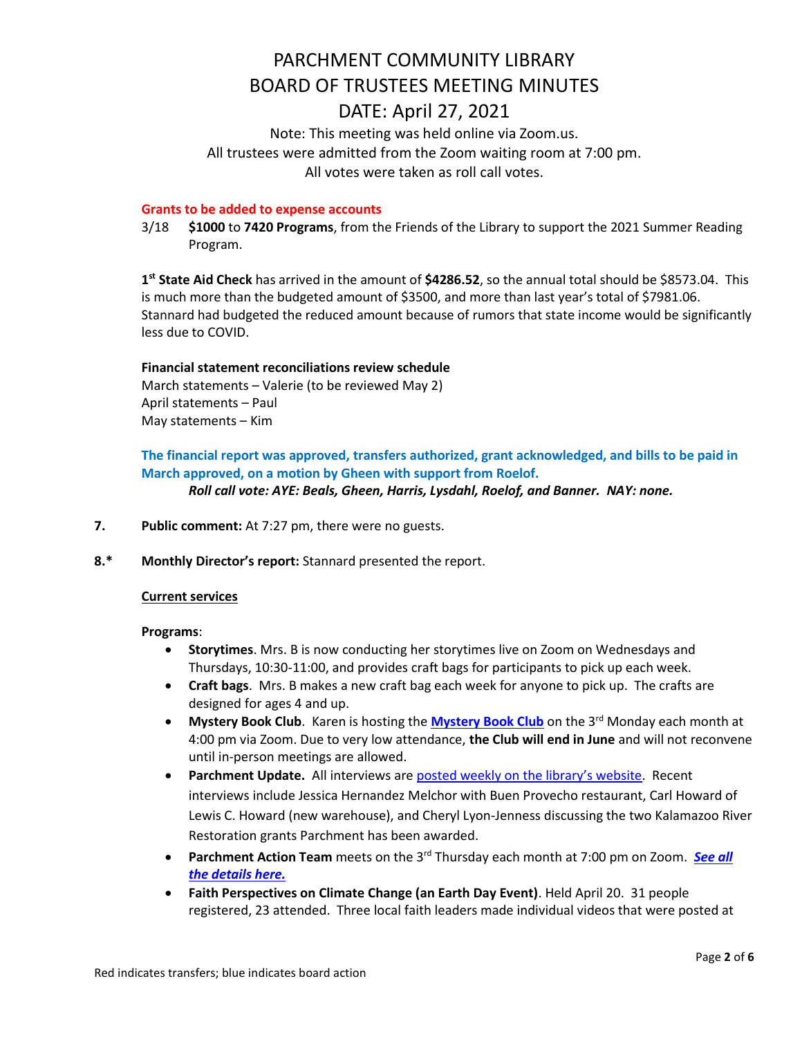# PARCHMENT COMMUNITY LIBRARY
# BOARD OF TRUSTEES MEETING MINUTES
# DATE: April 27, 2021

Note: This meeting was held online via Zoom.us.
All trustees were admitted from the Zoom waiting room at 7:00 pm.
All votes were taken as roll call votes.

**Grants to be added to expense accounts**

3/18 **$1000** to **7420 Programs**, from the Friends of the Library to support the 2021 Summer Reading Program.

**1st State Aid Check** has arrived in the amount of **$4286.52**, so the annual total should be $8573.04. This is much more than the budgeted amount of $3500, and more than last year's total of $7981.06. Stannard had budgeted the reduced amount because of rumors that state income would be significantly less due to COVID.

**Financial statement reconciliations review schedule**
March statements – Valerie (to be reviewed May 2)
April statements – Paul
May statements – Kim

**The financial report was approved, transfers authorized, grant acknowledged, and bills to be paid in March approved, on a motion by Gheen with support from Roelof.**
***Roll call vote: AYE: Beals, Gheen, Harris, Lysdahl, Roelof, and Banner. NAY: none.***

**7.** **Public comment:** At 7:27 pm, there were no guests.

**8.*** **Monthly Director's report:** Stannard presented the report.

**Current services**

**Programs**:

- **Storytimes**. Mrs. B is now conducting her storytimes live on Zoom on Wednesdays and Thursdays, 10:30-11:00, and provides craft bags for participants to pick up each week.
- **Craft bags**. Mrs. B makes a new craft bag each week for anyone to pick up. The crafts are designed for ages 4 and up.
- **Mystery Book Club**. Karen is hosting the **Mystery Book Club** on the 3rd Monday each month at 4:00 pm via Zoom. Due to very low attendance, **the Club will end in June** and will not reconvene until in-person meetings are allowed.
- **Parchment Update.** All interviews are posted weekly on the library's website. Recent interviews include Jessica Hernandez Melchor with Buen Provecho restaurant, Carl Howard of Lewis C. Howard (new warehouse), and Cheryl Lyon-Jenness discussing the two Kalamazoo River Restoration grants Parchment has been awarded.
- **Parchment Action Team** meets on the 3rd Thursday each month at 7:00 pm on Zoom. ***See all the details here.***
- **Faith Perspectives on Climate Change (an Earth Day Event)**. Held April 20. 31 people registered, 23 attended. Three local faith leaders made individual videos that were posted at

Red indicates transfers; blue indicates board action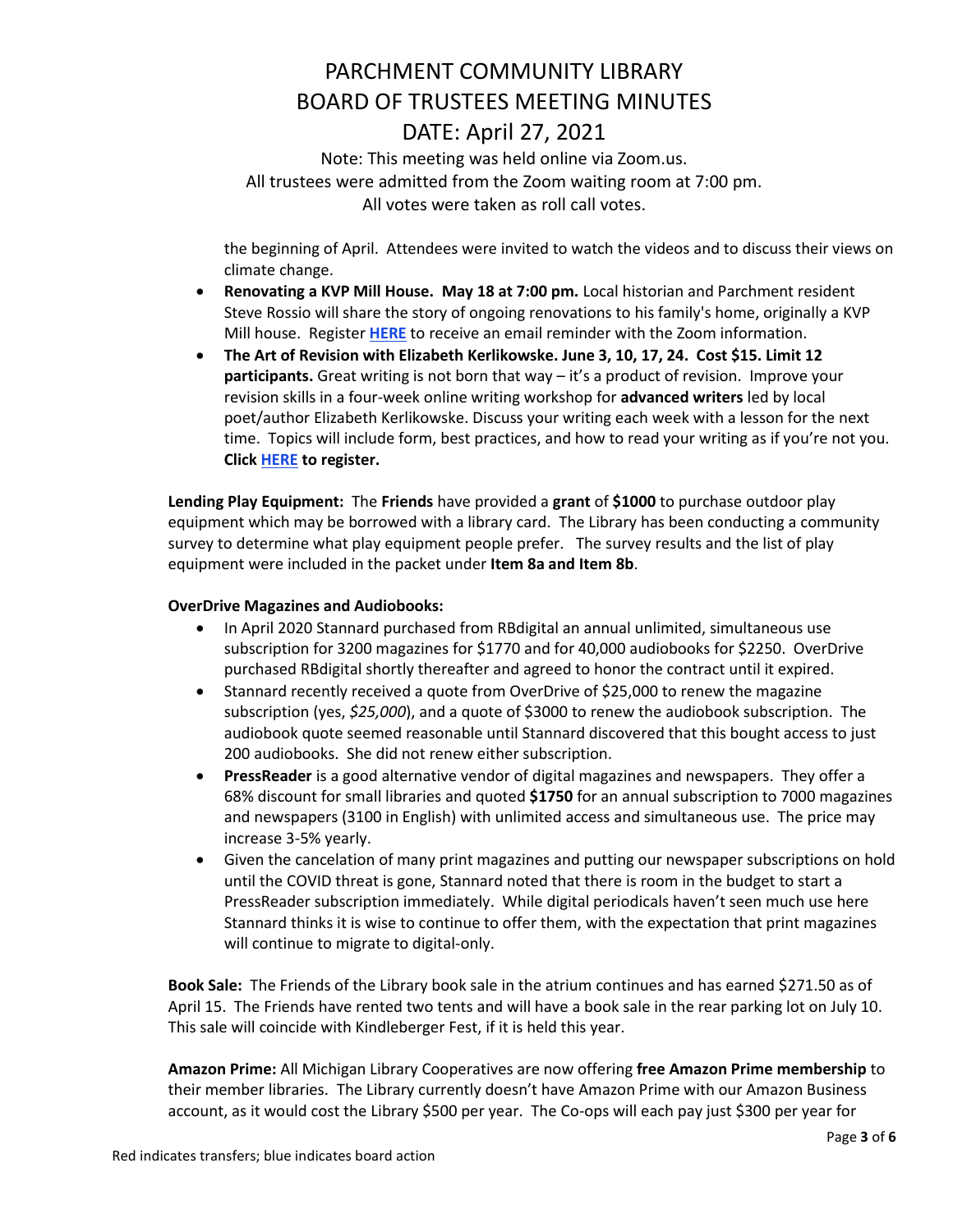the beginning of April. Attendees were invited to watch the videos and to discuss their views on climate change.

- **Renovating a KVP Mill House. May 18 at 7:00 pm.** Local historian and Parchment resident Steve Rossio will share the story of ongoing renovations to his family's home, originally a KVP Mill house. Register **HERE** to receive an email reminder with the Zoom information.
- **The Art of Revision with Elizabeth Kerlikowske. June 3, 10, 17, 24. Cost $15. Limit 12 participants.** Great writing is not born that way – it's a product of revision. Improve your revision skills in a four-week online writing workshop for **advanced writers** led by local poet/author Elizabeth Kerlikowske. Discuss your writing each week with a lesson for the next time. Topics will include form, best practices, and how to read your writing as if you're not you. **Click HERE to register.**

**Lending Play Equipment:** The **Friends** have provided a **grant** of **$1000** to purchase outdoor play equipment which may be borrowed with a library card. The Library has been conducting a community survey to determine what play equipment people prefer. The survey results and the list of play equipment were included in the packet under **Item 8a and Item 8b**.

**OverDrive Magazines and Audiobooks:**

- In April 2020 Stannard purchased from RBdigital an annual unlimited, simultaneous use subscription for 3200 magazines for $1770 and for 40,000 audiobooks for $2250. OverDrive purchased RBdigital shortly thereafter and agreed to honor the contract until it expired.
- Stannard recently received a quote from OverDrive of $25,000 to renew the magazine subscription (yes, *$25,000*), and a quote of $3000 to renew the audiobook subscription. The audiobook quote seemed reasonable until Stannard discovered that this bought access to just 200 audiobooks. She did not renew either subscription.
- **PressReader** is a good alternative vendor of digital magazines and newspapers. They offer a 68% discount for small libraries and quoted **$1750** for an annual subscription to 7000 magazines and newspapers (3100 in English) with unlimited access and simultaneous use. The price may increase 3-5% yearly.
- Given the cancelation of many print magazines and putting our newspaper subscriptions on hold until the COVID threat is gone, Stannard noted that there is room in the budget to start a PressReader subscription immediately. While digital periodicals haven't seen much use here Stannard thinks it is wise to continue to offer them, with the expectation that print magazines will continue to migrate to digital-only.

**Book Sale:** The Friends of the Library book sale in the atrium continues and has earned $271.50 as of April 15. The Friends have rented two tents and will have a book sale in the rear parking lot on July 10. This sale will coincide with Kindleberger Fest, if it is held this year.

**Amazon Prime:** All Michigan Library Cooperatives are now offering **free Amazon Prime membership** to their member libraries. The Library currently doesn't have Amazon Prime with our Amazon Business account, as it would cost the Library $500 per year. The Co-ops will each pay just $300 per year for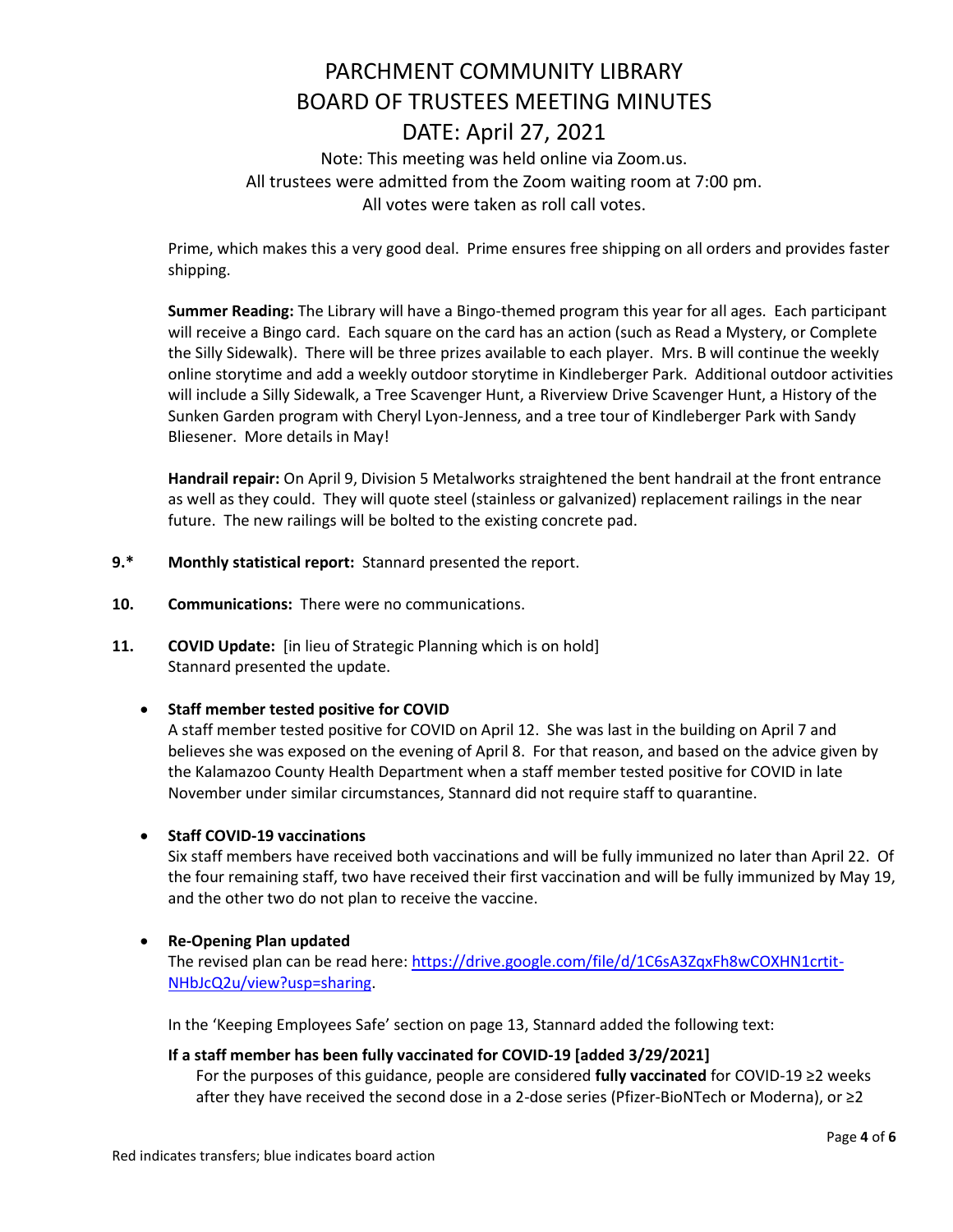Prime, which makes this a very good deal. Prime ensures free shipping on all orders and provides faster shipping.

**Summer Reading:** The Library will have a Bingo-themed program this year for all ages. Each participant will receive a Bingo card. Each square on the card has an action (such as Read a Mystery, or Complete the Silly Sidewalk). There will be three prizes available to each player. Mrs. B will continue the weekly online storytime and add a weekly outdoor storytime in Kindleberger Park. Additional outdoor activities will include a Silly Sidewalk, a Tree Scavenger Hunt, a Riverview Drive Scavenger Hunt, a History of the Sunken Garden program with Cheryl Lyon-Jenness, and a tree tour of Kindleberger Park with Sandy Bliesener. More details in May!

**Handrail repair:** On April 9, Division 5 Metalworks straightened the bent handrail at the front entrance as well as they could. They will quote steel (stainless or galvanized) replacement railings in the near future. The new railings will be bolted to the existing concrete pad.

**9.*** **Monthly statistical report:** Stannard presented the report.

**10.** **Communications:** There were no communications.

**11.** **COVID Update:** [in lieu of Strategic Planning which is on hold]
Stannard presented the update.

- **Staff member tested positive for COVID**
  A staff member tested positive for COVID on April 12. She was last in the building on April 7 and believes she was exposed on the evening of April 8. For that reason, and based on the advice given by the Kalamazoo County Health Department when a staff member tested positive for COVID in late November under similar circumstances, Stannard did not require staff to quarantine.

- **Staff COVID-19 vaccinations**
  Six staff members have received both vaccinations and will be fully immunized no later than April 22. Of the four remaining staff, two have received their first vaccination and will be fully immunized by May 19, and the other two do not plan to receive the vaccine.

- **Re-Opening Plan updated**
  The revised plan can be read here: https://drive.google.com/file/d/1C6sA3ZqxFh8wCOXHN1crtit-NHbJcQ2u/view?usp=sharing.

  In the 'Keeping Employees Safe' section on page 13, Stannard added the following text:

  **If a staff member has been fully vaccinated for COVID-19 [added 3/29/2021]**
  For the purposes of this guidance, people are considered **fully vaccinated** for COVID-19 ≥2 weeks after they have received the second dose in a 2-dose series (Pfizer-BioNTech or Moderna), or ≥2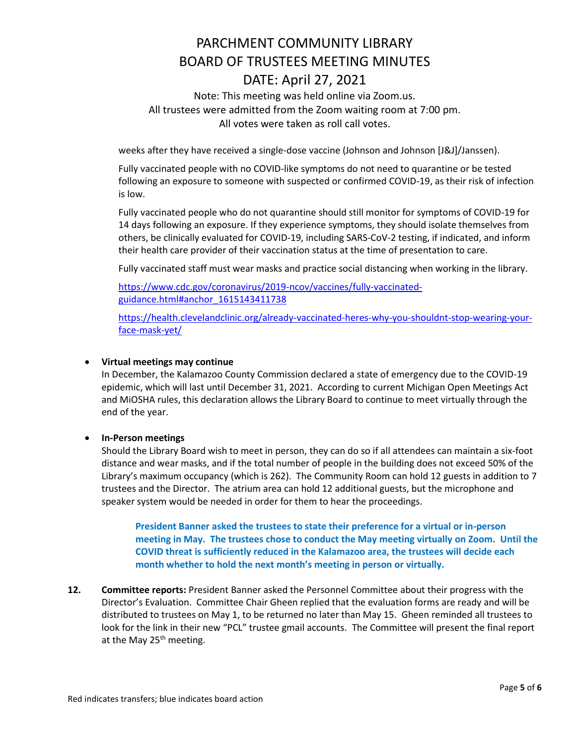# PARCHMENT COMMUNITY LIBRARY
# BOARD OF TRUSTEES MEETING MINUTES
# DATE: April 27, 2021

Note: This meeting was held online via Zoom.us.
All trustees were admitted from the Zoom waiting room at 7:00 pm.
All votes were taken as roll call votes.

weeks after they have received a single-dose vaccine (Johnson and Johnson [J&J]/Janssen).

Fully vaccinated people with no COVID-like symptoms do not need to quarantine or be tested following an exposure to someone with suspected or confirmed COVID-19, as their risk of infection is low.

Fully vaccinated people who do not quarantine should still monitor for symptoms of COVID-19 for 14 days following an exposure. If they experience symptoms, they should isolate themselves from others, be clinically evaluated for COVID-19, including SARS-CoV-2 testing, if indicated, and inform their health care provider of their vaccination status at the time of presentation to care.

Fully vaccinated staff must wear masks and practice social distancing when working in the library.

https://www.cdc.gov/coronavirus/2019-ncov/vaccines/fully-vaccinated-guidance.html#anchor_1615143411738

https://health.clevelandclinic.org/already-vaccinated-heres-why-you-shouldnt-stop-wearing-your-face-mask-yet/

- **Virtual meetings may continue**
  In December, the Kalamazoo County Commission declared a state of emergency due to the COVID-19 epidemic, which will last until December 31, 2021. According to current Michigan Open Meetings Act and MiOSHA rules, this declaration allows the Library Board to continue to meet virtually through the end of the year.

- **In-Person meetings**
  Should the Library Board wish to meet in person, they can do so if all attendees can maintain a six-foot distance and wear masks, and if the total number of people in the building does not exceed 50% of the Library's maximum occupancy (which is 262). The Community Room can hold 12 guests in addition to 7 trustees and the Director. The atrium area can hold 12 additional guests, but the microphone and speaker system would be needed in order for them to hear the proceedings.

  **President Banner asked the trustees to state their preference for a virtual or in-person meeting in May. The trustees chose to conduct the May meeting virtually on Zoom. Until the COVID threat is sufficiently reduced in the Kalamazoo area, the trustees will decide each month whether to hold the next month's meeting in person or virtually.**

**12. Committee reports:** President Banner asked the Personnel Committee about their progress with the Director's Evaluation. Committee Chair Gheen replied that the evaluation forms are ready and will be distributed to trustees on May 1, to be returned no later than May 15. Gheen reminded all trustees to look for the link in their new "PCL" trustee gmail accounts. The Committee will present the final report at the May 25th meeting.

Red indicates transfers; blue indicates board action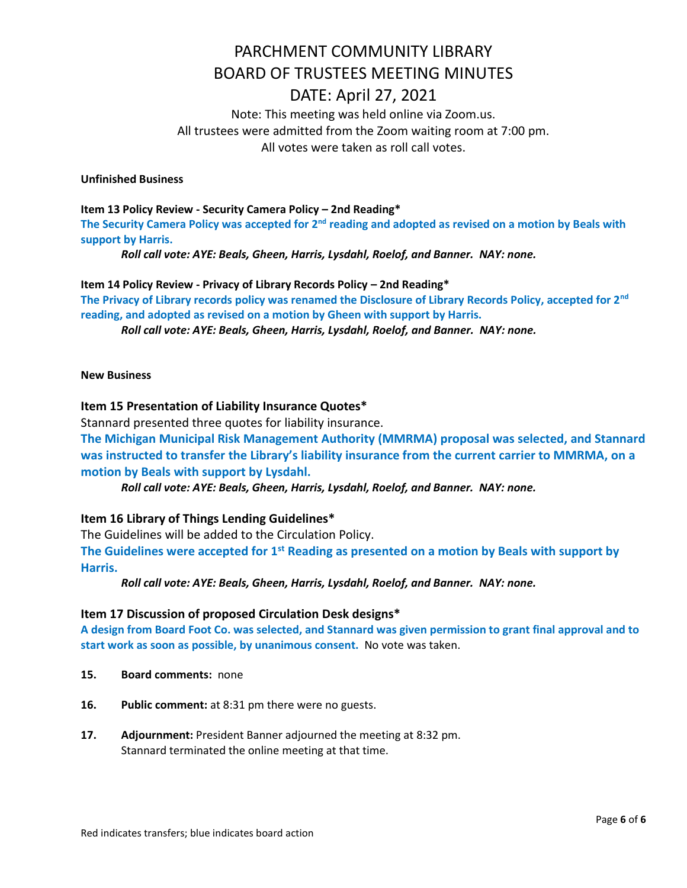# PARCHMENT COMMUNITY LIBRARY
# BOARD OF TRUSTEES MEETING MINUTES
# DATE: April 27, 2021

Note: This meeting was held online via Zoom.us.
All trustees were admitted from the Zoom waiting room at 7:00 pm.
All votes were taken as roll call votes.

**Unfinished Business**

**Item 13 Policy Review - Security Camera Policy – 2nd Reading***

**The Security Camera Policy was accepted for 2nd reading and adopted as revised on a motion by Beals with support by Harris.**

***Roll call vote: AYE: Beals, Gheen, Harris, Lysdahl, Roelof, and Banner. NAY: none.***

**Item 14 Policy Review - Privacy of Library Records Policy – 2nd Reading***

**The Privacy of Library records policy was renamed the Disclosure of Library Records Policy, accepted for 2nd reading, and adopted as revised on a motion by Gheen with support by Harris.**

***Roll call vote: AYE: Beals, Gheen, Harris, Lysdahl, Roelof, and Banner. NAY: none.***

**New Business**

### Item 15 Presentation of Liability Insurance Quotes*

Stannard presented three quotes for liability insurance.

**The Michigan Municipal Risk Management Authority (MMRMA) proposal was selected, and Stannard was instructed to transfer the Library's liability insurance from the current carrier to MMRMA, on a motion by Beals with support by Lysdahl.**

***Roll call vote: AYE: Beals, Gheen, Harris, Lysdahl, Roelof, and Banner. NAY: none.***

### Item 16 Library of Things Lending Guidelines*

The Guidelines will be added to the Circulation Policy.

**The Guidelines were accepted for 1st Reading as presented on a motion by Beals with support by Harris.**

***Roll call vote: AYE: Beals, Gheen, Harris, Lysdahl, Roelof, and Banner. NAY: none.***

### Item 17 Discussion of proposed Circulation Desk designs*

**A design from Board Foot Co. was selected, and Stannard was given permission to grant final approval and to start work as soon as possible, by unanimous consent.** No vote was taken.

15. **Board comments:** none

16. **Public comment:** at 8:31 pm there were no guests.

17. **Adjournment:** President Banner adjourned the meeting at 8:32 pm.
    Stannard terminated the online meeting at that time.

Red indicates transfers; blue indicates board action